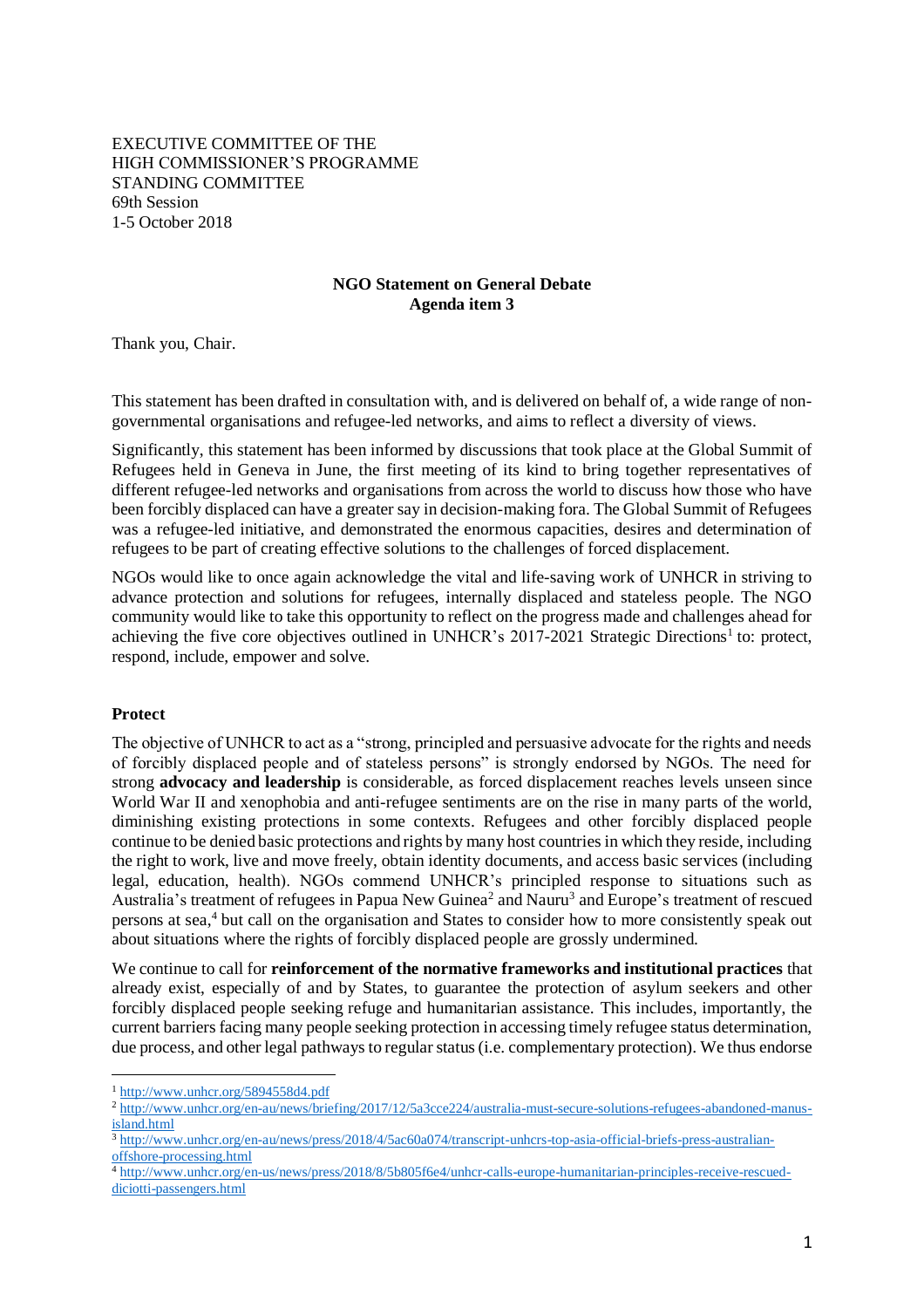EXECUTIVE COMMITTEE OF THE
HIGH COMMISSIONER'S PROGRAMME
STANDING COMMITTEE
69th Session
1-5 October 2018

**NGO Statement on General Debate**
**Agenda item 3**

Thank you, Chair.

This statement has been drafted in consultation with, and is delivered on behalf of, a wide range of non-governmental organisations and refugee-led networks, and aims to reflect a diversity of views.

Significantly, this statement has been informed by discussions that took place at the Global Summit of Refugees held in Geneva in June, the first meeting of its kind to bring together representatives of different refugee-led networks and organisations from across the world to discuss how those who have been forcibly displaced can have a greater say in decision-making fora. The Global Summit of Refugees was a refugee-led initiative, and demonstrated the enormous capacities, desires and determination of refugees to be part of creating effective solutions to the challenges of forced displacement.

NGOs would like to once again acknowledge the vital and life-saving work of UNHCR in striving to advance protection and solutions for refugees, internally displaced and stateless people. The NGO community would like to take this opportunity to reflect on the progress made and challenges ahead for achieving the five core objectives outlined in UNHCR's 2017-2021 Strategic Directions[1] to: protect, respond, include, empower and solve.

**Protect**

The objective of UNHCR to act as a "strong, principled and persuasive advocate for the rights and needs of forcibly displaced people and of stateless persons" is strongly endorsed by NGOs. The need for strong **advocacy and leadership** is considerable, as forced displacement reaches levels unseen since World War II and xenophobia and anti-refugee sentiments are on the rise in many parts of the world, diminishing existing protections in some contexts. Refugees and other forcibly displaced people continue to be denied basic protections and rights by many host countries in which they reside, including the right to work, live and move freely, obtain identity documents, and access basic services (including legal, education, health). NGOs commend UNHCR's principled response to situations such as Australia's treatment of refugees in Papua New Guinea[2] and Nauru[3] and Europe's treatment of rescued persons at sea,[4] but call on the organisation and States to consider how to more consistently speak out about situations where the rights of forcibly displaced people are grossly undermined.

We continue to call for **reinforcement of the normative frameworks and institutional practices** that already exist, especially of and by States, to guarantee the protection of asylum seekers and other forcibly displaced people seeking refuge and humanitarian assistance. This includes, importantly, the current barriers facing many people seeking protection in accessing timely refugee status determination, due process, and other legal pathways to regular status (i.e. complementary protection). We thus endorse

---

[1] http://www.unhcr.org/5894558d4.pdf

[2] http://www.unhcr.org/en-au/news/briefing/2017/12/5a3cce224/australia-must-secure-solutions-refugees-abandoned-manus-island.html

[3] http://www.unhcr.org/en-au/news/press/2018/4/5ac60a074/transcript-unhcrs-top-asia-official-briefs-press-australian-offshore-processing.html

[4] http://www.unhcr.org/en-us/news/press/2018/8/5b805f6e4/unhcr-calls-europe-humanitarian-principles-receive-rescued-diciotti-passengers.html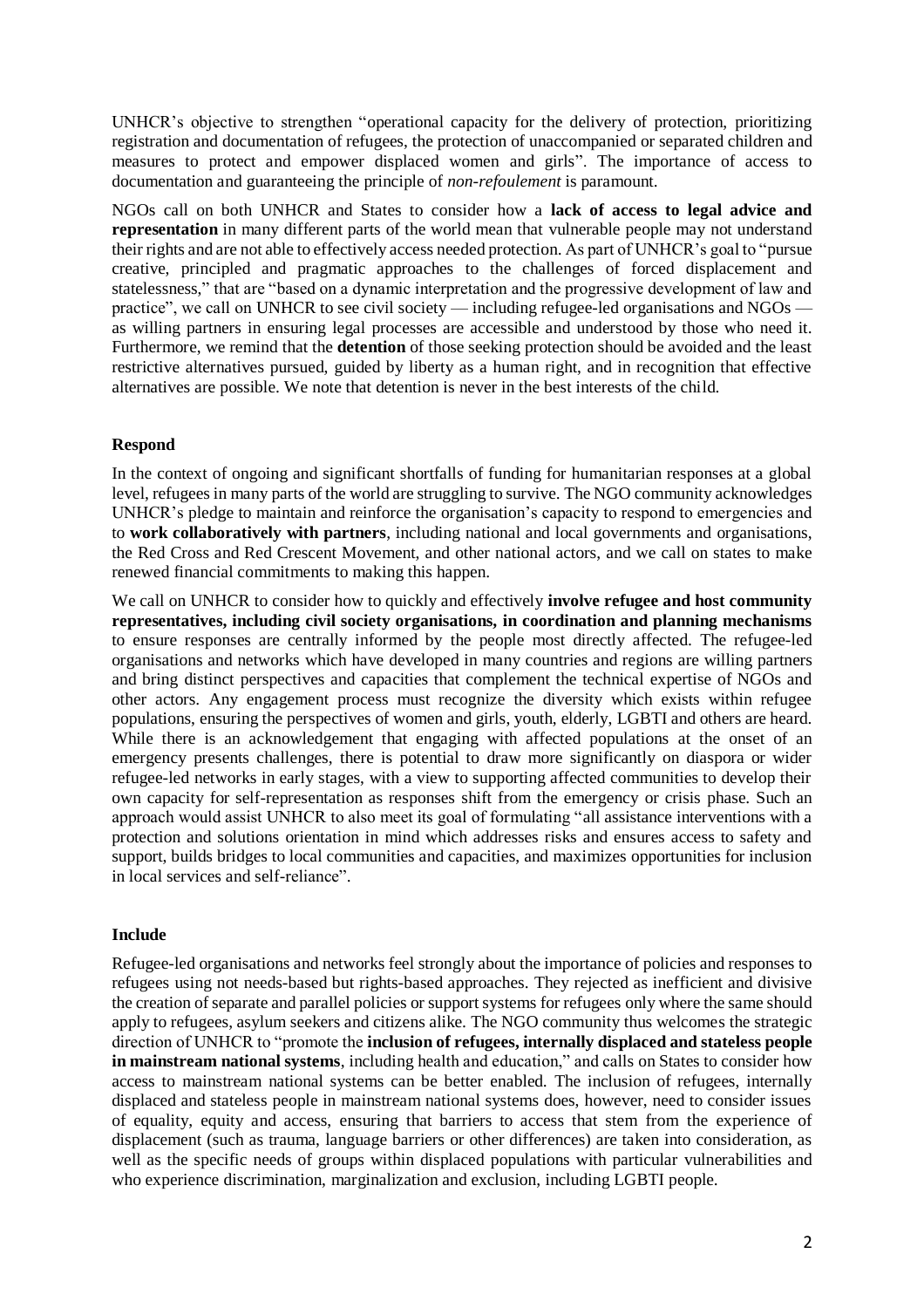UNHCR's objective to strengthen "operational capacity for the delivery of protection, prioritizing registration and documentation of refugees, the protection of unaccompanied or separated children and measures to protect and empower displaced women and girls". The importance of access to documentation and guaranteeing the principle of *non-refoulement* is paramount.

NGOs call on both UNHCR and States to consider how a **lack of access to legal advice and representation** in many different parts of the world mean that vulnerable people may not understand their rights and are not able to effectively access needed protection. As part of UNHCR's goal to "pursue creative, principled and pragmatic approaches to the challenges of forced displacement and statelessness," that are "based on a dynamic interpretation and the progressive development of law and practice", we call on UNHCR to see civil society — including refugee-led organisations and NGOs — as willing partners in ensuring legal processes are accessible and understood by those who need it. Furthermore, we remind that the **detention** of those seeking protection should be avoided and the least restrictive alternatives pursued, guided by liberty as a human right, and in recognition that effective alternatives are possible. We note that detention is never in the best interests of the child.

**Respond**

In the context of ongoing and significant shortfalls of funding for humanitarian responses at a global level, refugees in many parts of the world are struggling to survive. The NGO community acknowledges UNHCR's pledge to maintain and reinforce the organisation's capacity to respond to emergencies and to **work collaboratively with partners**, including national and local governments and organisations, the Red Cross and Red Crescent Movement, and other national actors, and we call on states to make renewed financial commitments to making this happen.

We call on UNHCR to consider how to quickly and effectively **involve refugee and host community representatives, including civil society organisations, in coordination and planning mechanisms** to ensure responses are centrally informed by the people most directly affected. The refugee-led organisations and networks which have developed in many countries and regions are willing partners and bring distinct perspectives and capacities that complement the technical expertise of NGOs and other actors. Any engagement process must recognize the diversity which exists within refugee populations, ensuring the perspectives of women and girls, youth, elderly, LGBTI and others are heard. While there is an acknowledgement that engaging with affected populations at the onset of an emergency presents challenges, there is potential to draw more significantly on diaspora or wider refugee-led networks in early stages, with a view to supporting affected communities to develop their own capacity for self-representation as responses shift from the emergency or crisis phase. Such an approach would assist UNHCR to also meet its goal of formulating "all assistance interventions with a protection and solutions orientation in mind which addresses risks and ensures access to safety and support, builds bridges to local communities and capacities, and maximizes opportunities for inclusion in local services and self-reliance".

**Include**

Refugee-led organisations and networks feel strongly about the importance of policies and responses to refugees using not needs-based but rights-based approaches. They rejected as inefficient and divisive the creation of separate and parallel policies or support systems for refugees only where the same should apply to refugees, asylum seekers and citizens alike. The NGO community thus welcomes the strategic direction of UNHCR to "promote the **inclusion of refugees, internally displaced and stateless people in mainstream national systems**, including health and education," and calls on States to consider how access to mainstream national systems can be better enabled. The inclusion of refugees, internally displaced and stateless people in mainstream national systems does, however, need to consider issues of equality, equity and access, ensuring that barriers to access that stem from the experience of displacement (such as trauma, language barriers or other differences) are taken into consideration, as well as the specific needs of groups within displaced populations with particular vulnerabilities and who experience discrimination, marginalization and exclusion, including LGBTI people.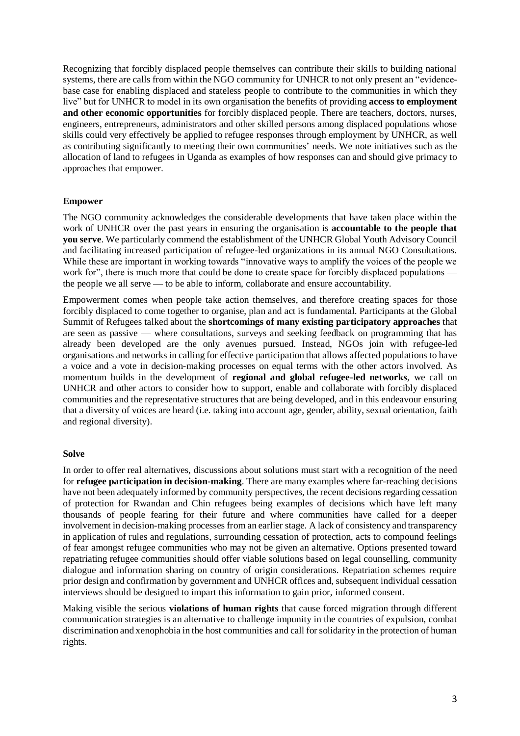Recognizing that forcibly displaced people themselves can contribute their skills to building national systems, there are calls from within the NGO community for UNHCR to not only present an "evidence-base case for enabling displaced and stateless people to contribute to the communities in which they live" but for UNHCR to model in its own organisation the benefits of providing **access to employment and other economic opportunities** for forcibly displaced people. There are teachers, doctors, nurses, engineers, entrepreneurs, administrators and other skilled persons among displaced populations whose skills could very effectively be applied to refugee responses through employment by UNHCR, as well as contributing significantly to meeting their own communities' needs. We note initiatives such as the allocation of land to refugees in Uganda as examples of how responses can and should give primacy to approaches that empower.

**Empower**

The NGO community acknowledges the considerable developments that have taken place within the work of UNHCR over the past years in ensuring the organisation is **accountable to the people that you serve**. We particularly commend the establishment of the UNHCR Global Youth Advisory Council and facilitating increased participation of refugee-led organizations in its annual NGO Consultations. While these are important in working towards "innovative ways to amplify the voices of the people we work for", there is much more that could be done to create space for forcibly displaced populations — the people we all serve — to be able to inform, collaborate and ensure accountability.

Empowerment comes when people take action themselves, and therefore creating spaces for those forcibly displaced to come together to organise, plan and act is fundamental. Participants at the Global Summit of Refugees talked about the **shortcomings of many existing participatory approaches** that are seen as passive — where consultations, surveys and seeking feedback on programming that has already been developed are the only avenues pursued. Instead, NGOs join with refugee-led organisations and networks in calling for effective participation that allows affected populations to have a voice and a vote in decision-making processes on equal terms with the other actors involved. As momentum builds in the development of **regional and global refugee-led networks**, we call on UNHCR and other actors to consider how to support, enable and collaborate with forcibly displaced communities and the representative structures that are being developed, and in this endeavour ensuring that a diversity of voices are heard (i.e. taking into account age, gender, ability, sexual orientation, faith and regional diversity).

**Solve**

In order to offer real alternatives, discussions about solutions must start with a recognition of the need for **refugee participation in decision-making**. There are many examples where far-reaching decisions have not been adequately informed by community perspectives, the recent decisions regarding cessation of protection for Rwandan and Chin refugees being examples of decisions which have left many thousands of people fearing for their future and where communities have called for a deeper involvement in decision-making processes from an earlier stage. A lack of consistency and transparency in application of rules and regulations, surrounding cessation of protection, acts to compound feelings of fear amongst refugee communities who may not be given an alternative. Options presented toward repatriating refugee communities should offer viable solutions based on legal counselling, community dialogue and information sharing on country of origin considerations. Repatriation schemes require prior design and confirmation by government and UNHCR offices and, subsequent individual cessation interviews should be designed to impart this information to gain prior, informed consent.

Making visible the serious **violations of human rights** that cause forced migration through different communication strategies is an alternative to challenge impunity in the countries of expulsion, combat discrimination and xenophobia in the host communities and call for solidarity in the protection of human rights.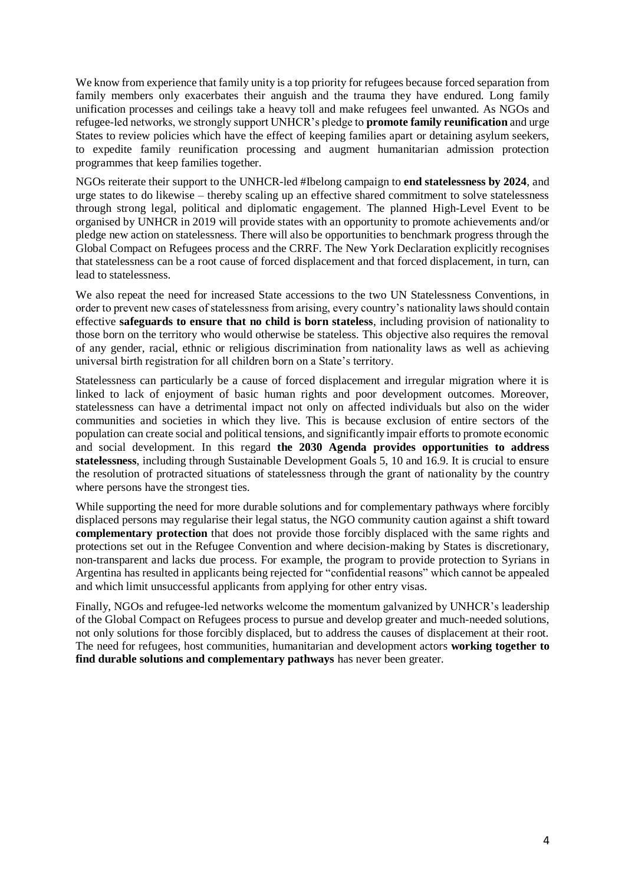We know from experience that family unity is a top priority for refugees because forced separation from family members only exacerbates their anguish and the trauma they have endured. Long family unification processes and ceilings take a heavy toll and make refugees feel unwanted. As NGOs and refugee-led networks, we strongly support UNHCR's pledge to **promote family reunification** and urge States to review policies which have the effect of keeping families apart or detaining asylum seekers, to expedite family reunification processing and augment humanitarian admission protection programmes that keep families together.

NGOs reiterate their support to the UNHCR-led #Ibelong campaign to **end statelessness by 2024**, and urge states to do likewise – thereby scaling up an effective shared commitment to solve statelessness through strong legal, political and diplomatic engagement. The planned High-Level Event to be organised by UNHCR in 2019 will provide states with an opportunity to promote achievements and/or pledge new action on statelessness. There will also be opportunities to benchmark progress through the Global Compact on Refugees process and the CRRF. The New York Declaration explicitly recognises that statelessness can be a root cause of forced displacement and that forced displacement, in turn, can lead to statelessness.

We also repeat the need for increased State accessions to the two UN Statelessness Conventions, in order to prevent new cases of statelessness from arising, every country's nationality laws should contain effective **safeguards to ensure that no child is born stateless**, including provision of nationality to those born on the territory who would otherwise be stateless. This objective also requires the removal of any gender, racial, ethnic or religious discrimination from nationality laws as well as achieving universal birth registration for all children born on a State's territory.

Statelessness can particularly be a cause of forced displacement and irregular migration where it is linked to lack of enjoyment of basic human rights and poor development outcomes. Moreover, statelessness can have a detrimental impact not only on affected individuals but also on the wider communities and societies in which they live. This is because exclusion of entire sectors of the population can create social and political tensions, and significantly impair efforts to promote economic and social development. In this regard **the 2030 Agenda provides opportunities to address statelessness**, including through Sustainable Development Goals 5, 10 and 16.9. It is crucial to ensure the resolution of protracted situations of statelessness through the grant of nationality by the country where persons have the strongest ties.

While supporting the need for more durable solutions and for complementary pathways where forcibly displaced persons may regularise their legal status, the NGO community caution against a shift toward **complementary protection** that does not provide those forcibly displaced with the same rights and protections set out in the Refugee Convention and where decision-making by States is discretionary, non-transparent and lacks due process. For example, the program to provide protection to Syrians in Argentina has resulted in applicants being rejected for "confidential reasons" which cannot be appealed and which limit unsuccessful applicants from applying for other entry visas.

Finally, NGOs and refugee-led networks welcome the momentum galvanized by UNHCR's leadership of the Global Compact on Refugees process to pursue and develop greater and much-needed solutions, not only solutions for those forcibly displaced, but to address the causes of displacement at their root. The need for refugees, host communities, humanitarian and development actors **working together to find durable solutions and complementary pathways** has never been greater.